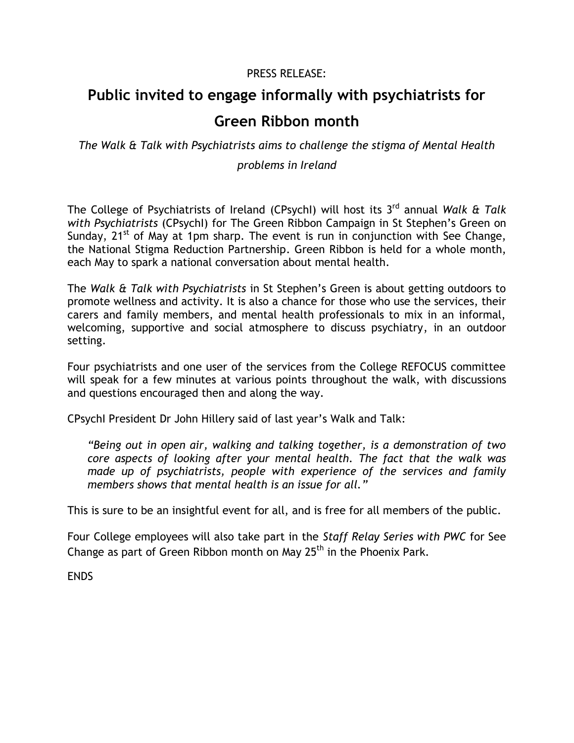PRESS RELEASE:

# Public invited to engage informally with psychiatrists for Green Ribbon month

*The Walk & Talk with Psychiatrists aims to challenge the stigma of Mental Health problems in Ireland*

The College of Psychiatrists of Ireland (CPsychI) will host its 3rd annual *Walk & Talk with Psychiatrists* (CPsychI) for The Green Ribbon Campaign in St Stephen's Green on Sunday, 21st of May at 1pm sharp. The event is run in conjunction with See Change, the National Stigma Reduction Partnership. Green Ribbon is held for a whole month, each May to spark a national conversation about mental health.

The *Walk & Talk with Psychiatrists* in St Stephen's Green is about getting outdoors to promote wellness and activity. It is also a chance for those who use the services, their carers and family members, and mental health professionals to mix in an informal, welcoming, supportive and social atmosphere to discuss psychiatry, in an outdoor setting.

Four psychiatrists and one user of the services from the College REFOCUS committee will speak for a few minutes at various points throughout the walk, with discussions and questions encouraged then and along the way.

CPsychI President Dr John Hillery said of last year's Walk and Talk:

> *"Being out in open air, walking and talking together, is a demonstration of two core aspects of looking after your mental health. The fact that the walk was made up of psychiatrists, people with experience of the services and family members shows that mental health is an issue for all."*

This is sure to be an insightful event for all, and is free for all members of the public.

Four College employees will also take part in the *Staff Relay Series with PWC* for See Change as part of Green Ribbon month on May 25th in the Phoenix Park.

ENDS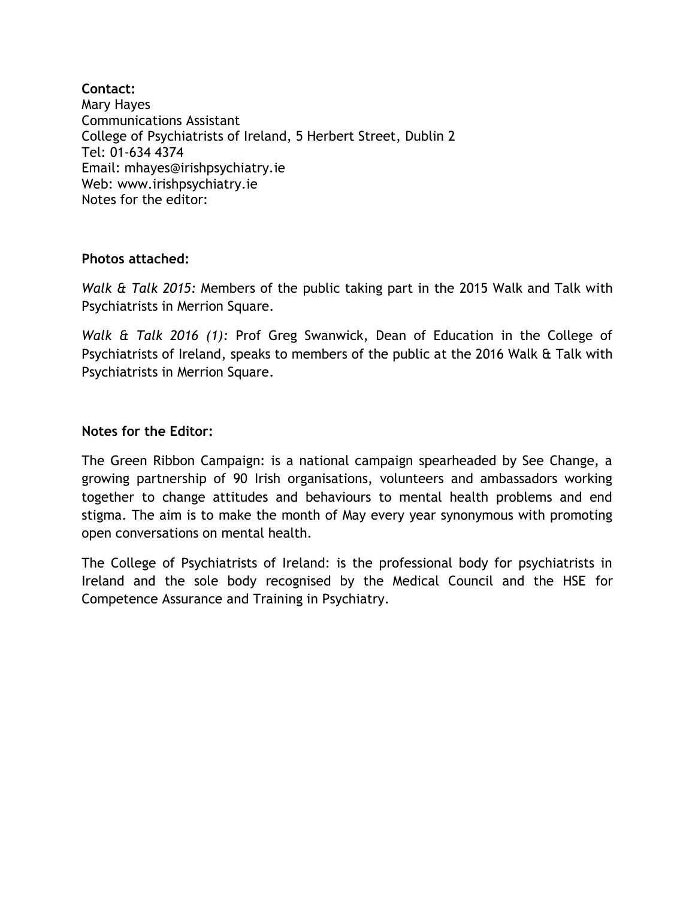**Contact:**
Mary Hayes
Communications Assistant
College of Psychiatrists of Ireland, 5 Herbert Street, Dublin 2
Tel: 01-634 4374
Email: mhayes@irishpsychiatry.ie
Web: www.irishpsychiatry.ie
Notes for the editor:

**Photos attached:**

*Walk & Talk 2015:* Members of the public taking part in the 2015 Walk and Talk with Psychiatrists in Merrion Square.

*Walk & Talk 2016 (1):* Prof Greg Swanwick, Dean of Education in the College of Psychiatrists of Ireland, speaks to members of the public at the 2016 Walk & Talk with Psychiatrists in Merrion Square.

**Notes for the Editor:**

The Green Ribbon Campaign: is a national campaign spearheaded by See Change, a growing partnership of 90 Irish organisations, volunteers and ambassadors working together to change attitudes and behaviours to mental health problems and end stigma. The aim is to make the month of May every year synonymous with promoting open conversations on mental health.

The College of Psychiatrists of Ireland: is the professional body for psychiatrists in Ireland and the sole body recognised by the Medical Council and the HSE for Competence Assurance and Training in Psychiatry.